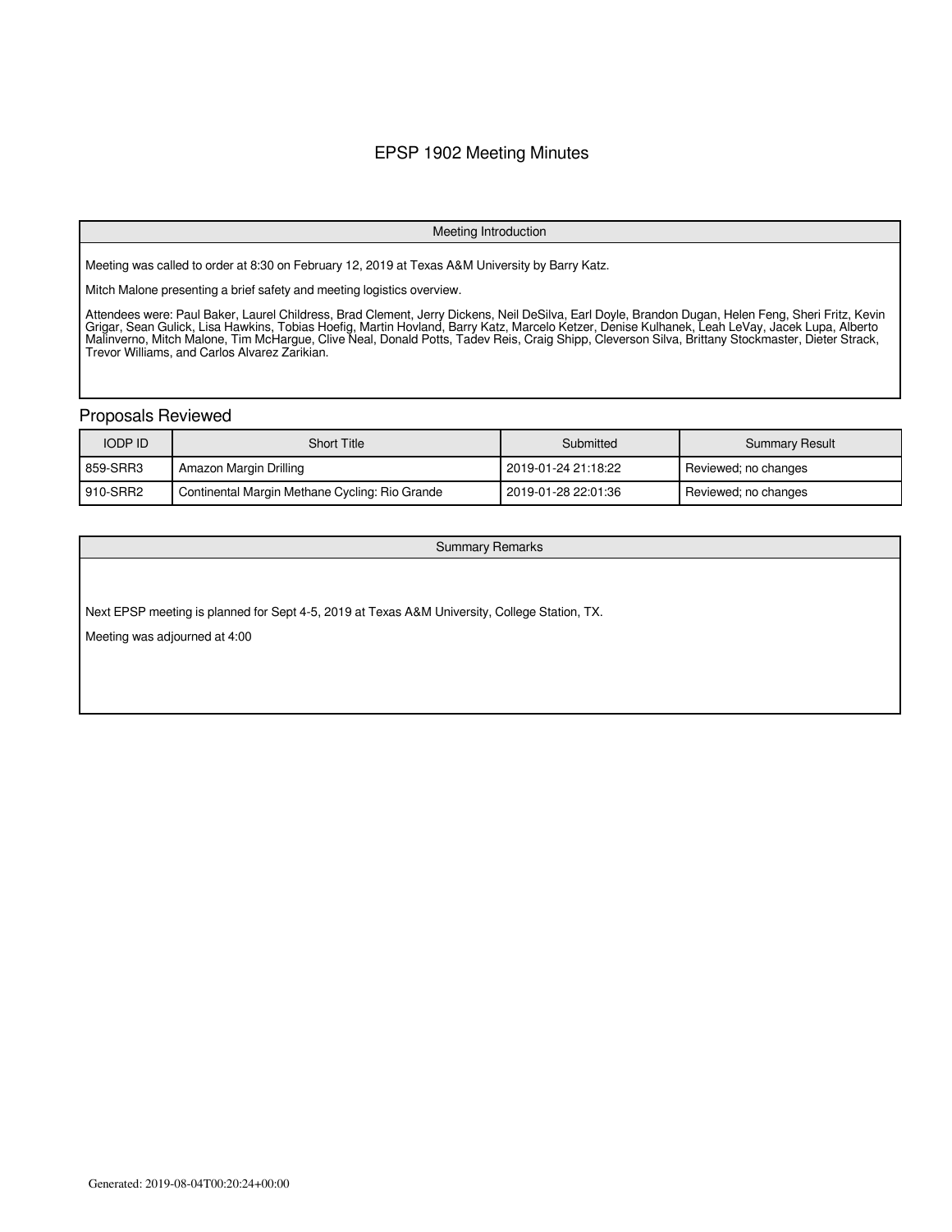# EPSP 1902 Meeting Minutes

## Meeting Introduction

Meeting was called to order at 8:30 on February 12, 2019 at Texas A&M University by Barry Katz.

Mitch Malone presenting a brief safety and meeting logistics overview.

Attendees were: Paul Baker, Laurel Childress, Brad Clement, Jerry Dickens, Neil DeSilva, Earl Doyle, Brandon Dugan, Helen Feng, Sheri Fritz, Kevin Grigar, Sean Gulick, Lisa Hawkins, Tobias Hoefig, Martin Hovland, Barry Katz, Marcelo Ketzer, Denise Kulhanek, Leah LeVay, Jacek Lupa, Alberto Malinverno, Mitch Malone, Tim McHargue, Clive Neal, Donald Potts, Tadev Reis, Craig Shipp, Cleverson Silva, Brittany Stockmaster, Dieter Strack, Trevor Williams, and Carlos Alvarez Zarikian.

## Proposals Reviewed

| IODP ID | Short Title | Submitted | Summary Result |
|---|---|---|---|
| 859-SRR3 | Amazon Margin Drilling | 2019-01-24 21:18:22 | Reviewed; no changes |
| 910-SRR2 | Continental Margin Methane Cycling: Rio Grande | 2019-01-28 22:01:36 | Reviewed; no changes |

## Summary Remarks

Next EPSP meeting is planned for Sept 4-5, 2019 at Texas A&M University, College Station, TX.

Meeting was adjourned at 4:00

Generated: 2019-08-04T00:20:24+00:00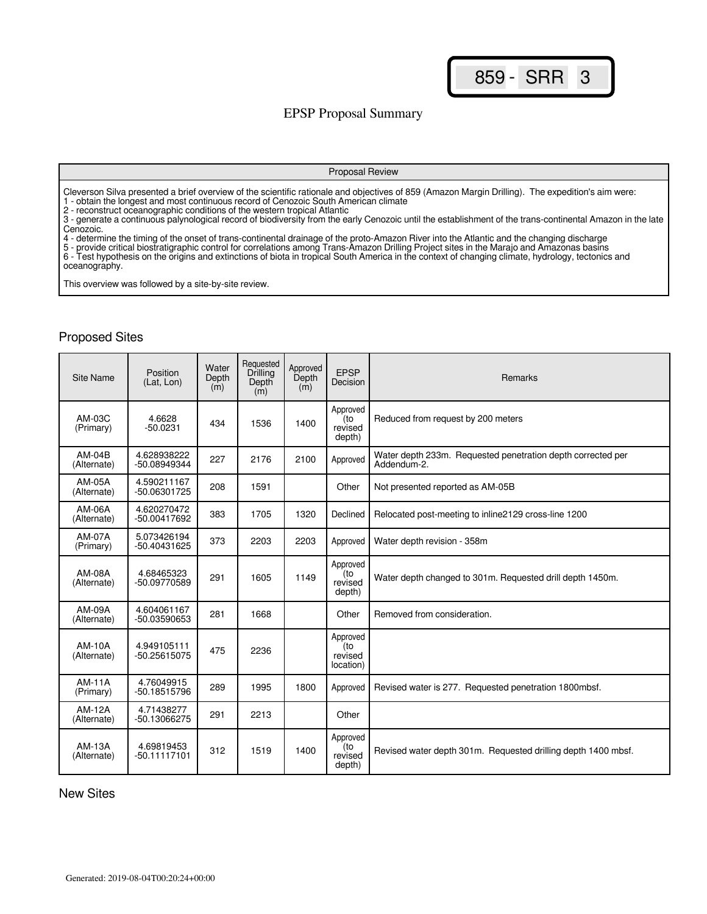859 - SRR 3

# EPSP Proposal Summary

| Proposal Review |
| --- |
| Cleverson Silva presented a brief overview of the scientific rationale and objectives of 859 (Amazon Margin Drilling). The expedition's aim were:<br>1 - obtain the longest and most continuous record of Cenozoic South American climate<br>2 - reconstruct oceanographic conditions of the western tropical Atlantic<br>3 - generate a continuous palynological record of biodiversity from the early Cenozoic until the establishment of the trans-continental Amazon in the late Cenozoic.<br>4 - determine the timing of the onset of trans-continental drainage of the proto-Amazon River into the Atlantic and the changing discharge<br>5 - provide critical biostratigraphic control for correlations among Trans-Amazon Drilling Project sites in the Marajo and Amazonas basins<br>6 - Test hypothesis on the origins and extinctions of biota in tropical South America in the context of changing climate, hydrology, tectonics and oceanography.<br><br>This overview was followed by a site-by-site review. |

## Proposed Sites

| Site Name | Position (Lat, Lon) | Water Depth (m) | Requested Drilling Depth (m) | Approved Depth (m) | EPSP Decision | Remarks |
| --- | --- | --- | --- | --- | --- | --- |
| AM-03C (Primary) | 4.6628<br>-50.0231 | 434 | 1536 | 1400 | Approved (to revised depth) | Reduced from request by 200 meters |
| AM-04B (Alternate) | 4.628938222<br>-50.08949344 | 227 | 2176 | 2100 | Approved | Water depth 233m. Requested penetration depth corrected per Addendum-2. |
| AM-05A (Alternate) | 4.590211167<br>-50.06301725 | 208 | 1591 | | Other | Not presented reported as AM-05B |
| AM-06A (Alternate) | 4.620270472<br>-50.00417692 | 383 | 1705 | 1320 | Declined | Relocated post-meeting to inline2129 cross-line 1200 |
| AM-07A (Primary) | 5.073426194<br>-50.40431625 | 373 | 2203 | 2203 | Approved | Water depth revision - 358m |
| AM-08A (Alternate) | 4.68465323<br>-50.09770589 | 291 | 1605 | 1149 | Approved (to revised depth) | Water depth changed to 301m. Requested drill depth 1450m. |
| AM-09A (Alternate) | 4.604061167<br>-50.03590653 | 281 | 1668 | | Other | Removed from consideration. |
| AM-10A (Alternate) | 4.949105111<br>-50.25615075 | 475 | 2236 | | Approved (to revised location) | |
| AM-11A (Primary) | 4.76049915<br>-50.18515796 | 289 | 1995 | 1800 | Approved | Revised water is 277. Requested penetration 1800mbsf. |
| AM-12A (Alternate) | 4.71438277<br>-50.13066275 | 291 | 2213 | | Other | |
| AM-13A (Alternate) | 4.69819453<br>-50.11117101 | 312 | 1519 | 1400 | Approved (to revised depth) | Revised water depth 301m. Requested drilling depth 1400 mbsf. |

## New Sites

Generated: 2019-08-04T00:20:24+00:00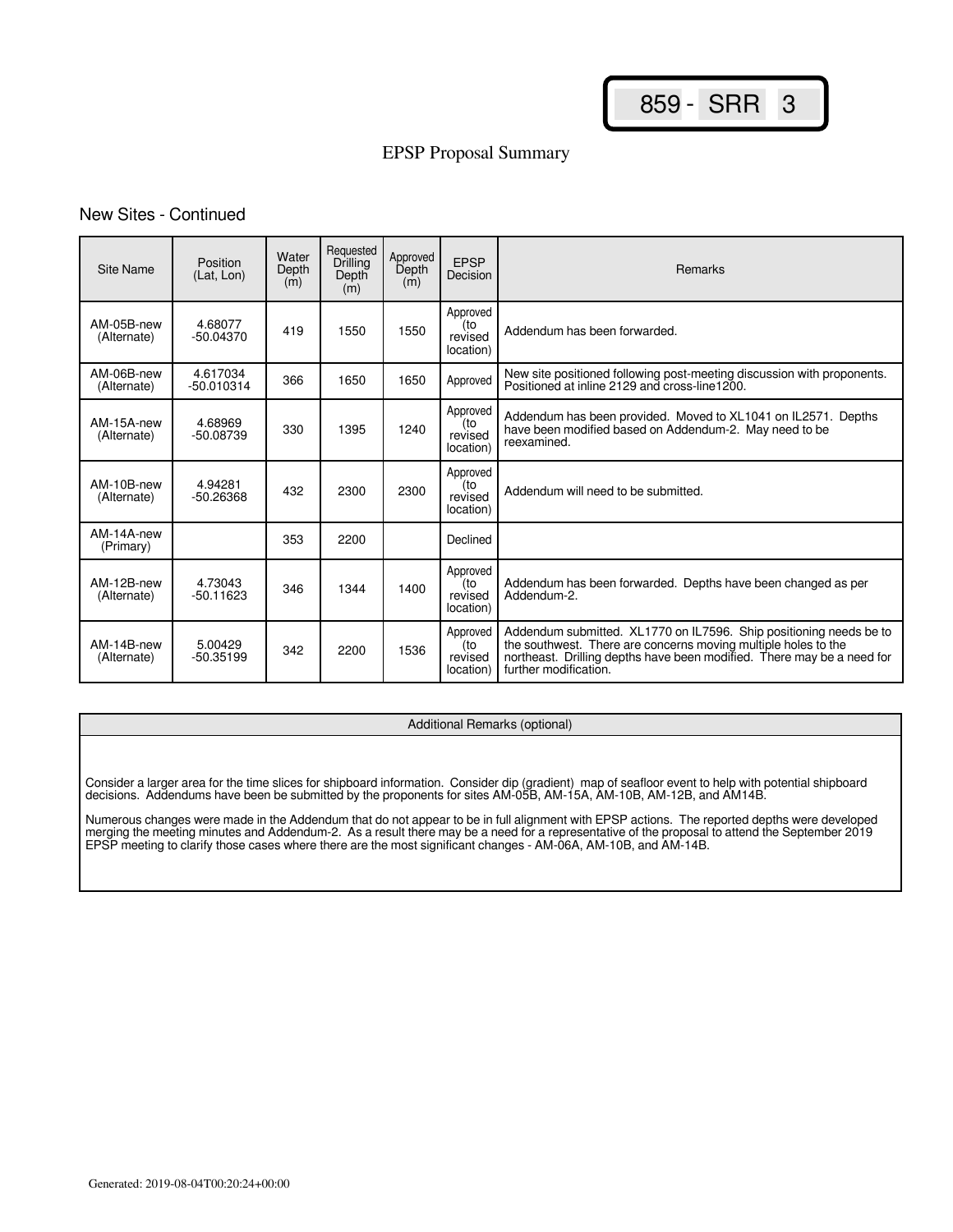859 - SRR 3

# EPSP Proposal Summary

## New Sites - Continued

| Site Name | Position (Lat, Lon) | Water Depth (m) | Requested Drilling Depth (m) | Approved Depth (m) | EPSP Decision | Remarks |
|---|---|---|---|---|---|---|
| AM-05B-new (Alternate) | 4.68077 -50.04370 | 419 | 1550 | 1550 | Approved (to revised location) | Addendum has been forwarded. |
| AM-06B-new (Alternate) | 4.617034 -50.010314 | 366 | 1650 | 1650 | Approved | New site positioned following post-meeting discussion with proponents. Positioned at inline 2129 and cross-line1200. |
| AM-15A-new (Alternate) | 4.68969 -50.08739 | 330 | 1395 | 1240 | Approved (to revised location) | Addendum has been provided. Moved to XL1041 on IL2571. Depths have been modified based on Addendum-2. May need to be reexamined. |
| AM-10B-new (Alternate) | 4.94281 -50.26368 | 432 | 2300 | 2300 | Approved (to revised location) | Addendum will need to be submitted. |
| AM-14A-new (Primary) | | 353 | 2200 | | Declined | |
| AM-12B-new (Alternate) | 4.73043 -50.11623 | 346 | 1344 | 1400 | Approved (to revised location) | Addendum has been forwarded. Depths have been changed as per Addendum-2. |
| AM-14B-new (Alternate) | 5.00429 -50.35199 | 342 | 2200 | 1536 | Approved (to revised location) | Addendum submitted. XL1770 on IL7596. Ship positioning needs be to the southwest. There are concerns moving multiple holes to the northeast. Drilling depths have been modified. There may be a need for further modification. |

| Additional Remarks (optional) |
|---|
| Consider a larger area for the time slices for shipboard information. Consider dip (gradient) map of seafloor event to help with potential shipboard decisions. Addendums have been be submitted by the proponents for sites AM-05B, AM-15A, AM-10B, AM-12B, and AM14B.<br><br>Numerous changes were made in the Addendum that do not appear to be in full alignment with EPSP actions. The reported depths were developed merging the meeting minutes and Addendum-2. As a result there may be a need for a representative of the proposal to attend the September 2019 EPSP meeting to clarify those cases where there are the most significant changes - AM-06A, AM-10B, and AM-14B. |

Generated: 2019-08-04T00:20:24+00:00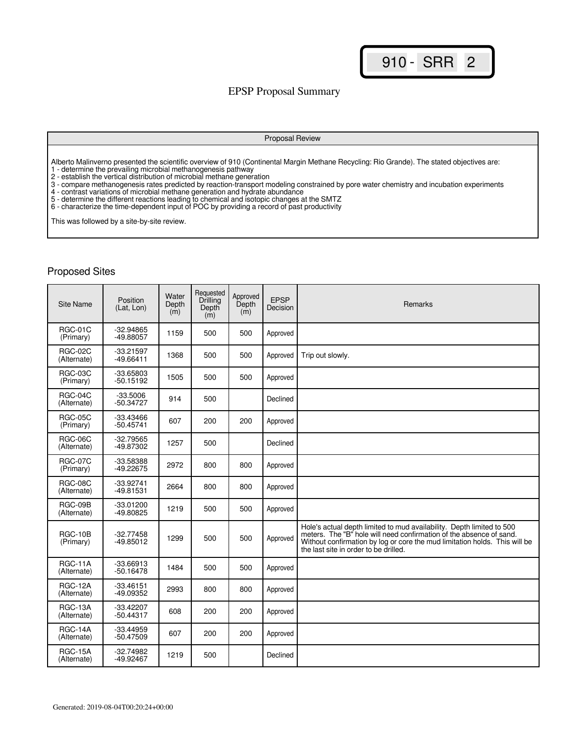910 - SRR 2

# EPSP Proposal Summary

## Proposal Review

Alberto Malinverno presented the scientific overview of 910 (Continental Margin Methane Recycling: Rio Grande). The stated objectives are:
1 - determine the prevailing microbial methanogenesis pathway
2 - establish the vertical distribution of microbial methane generation
3 - compare methanogenesis rates predicted by reaction-transport modeling constrained by pore water chemistry and incubation experiments
4 - contrast variations of microbial methane generation and hydrate abundance
5 - determine the different reactions leading to chemical and isotopic changes at the SMTZ
6 - characterize the time-dependent input of POC by providing a record of past productivity

This was followed by a site-by-site review.

## Proposed Sites

| Site Name | Position (Lat, Lon) | Water Depth (m) | Requested Drilling Depth (m) | Approved Depth (m) | EPSP Decision | Remarks |
|---|---|---|---|---|---|---|
| RGC-01C (Primary) | -32.94865 -49.88057 | 1159 | 500 | 500 | Approved | |
| RGC-02C (Alternate) | -33.21597 -49.66411 | 1368 | 500 | 500 | Approved | Trip out slowly. |
| RGC-03C (Primary) | -33.65803 -50.15192 | 1505 | 500 | 500 | Approved | |
| RGC-04C (Alternate) | -33.5006 -50.34727 | 914 | 500 | | Declined | |
| RGC-05C (Primary) | -33.43466 -50.45741 | 607 | 200 | 200 | Approved | |
| RGC-06C (Alternate) | -32.79565 -49.87302 | 1257 | 500 | | Declined | |
| RGC-07C (Primary) | -33.58388 -49.22675 | 2972 | 800 | 800 | Approved | |
| RGC-08C (Alternate) | -33.92741 -49.81531 | 2664 | 800 | 800 | Approved | |
| RGC-09B (Alternate) | -33.01200 -49.80825 | 1219 | 500 | 500 | Approved | |
| RGC-10B (Primary) | -32.77458 -49.85012 | 1299 | 500 | 500 | Approved | Hole's actual depth limited to mud availability. Depth limited to 500 meters. The "B" hole will need confirmation of the absence of sand. Without confirmation by log or core the mud limitation holds. This will be the last site in order to be drilled. |
| RGC-11A (Alternate) | -33.66913 -50.16478 | 1484 | 500 | 500 | Approved | |
| RGC-12A (Alternate) | -33.46151 -49.09352 | 2993 | 800 | 800 | Approved | |
| RGC-13A (Alternate) | -33.42207 -50.44317 | 608 | 200 | 200 | Approved | |
| RGC-14A (Alternate) | -33.44959 -50.47509 | 607 | 200 | 200 | Approved | |
| RGC-15A (Alternate) | -32.74982 -49.92467 | 1219 | 500 | | Declined | |

Generated: 2019-08-04T00:20:24+00:00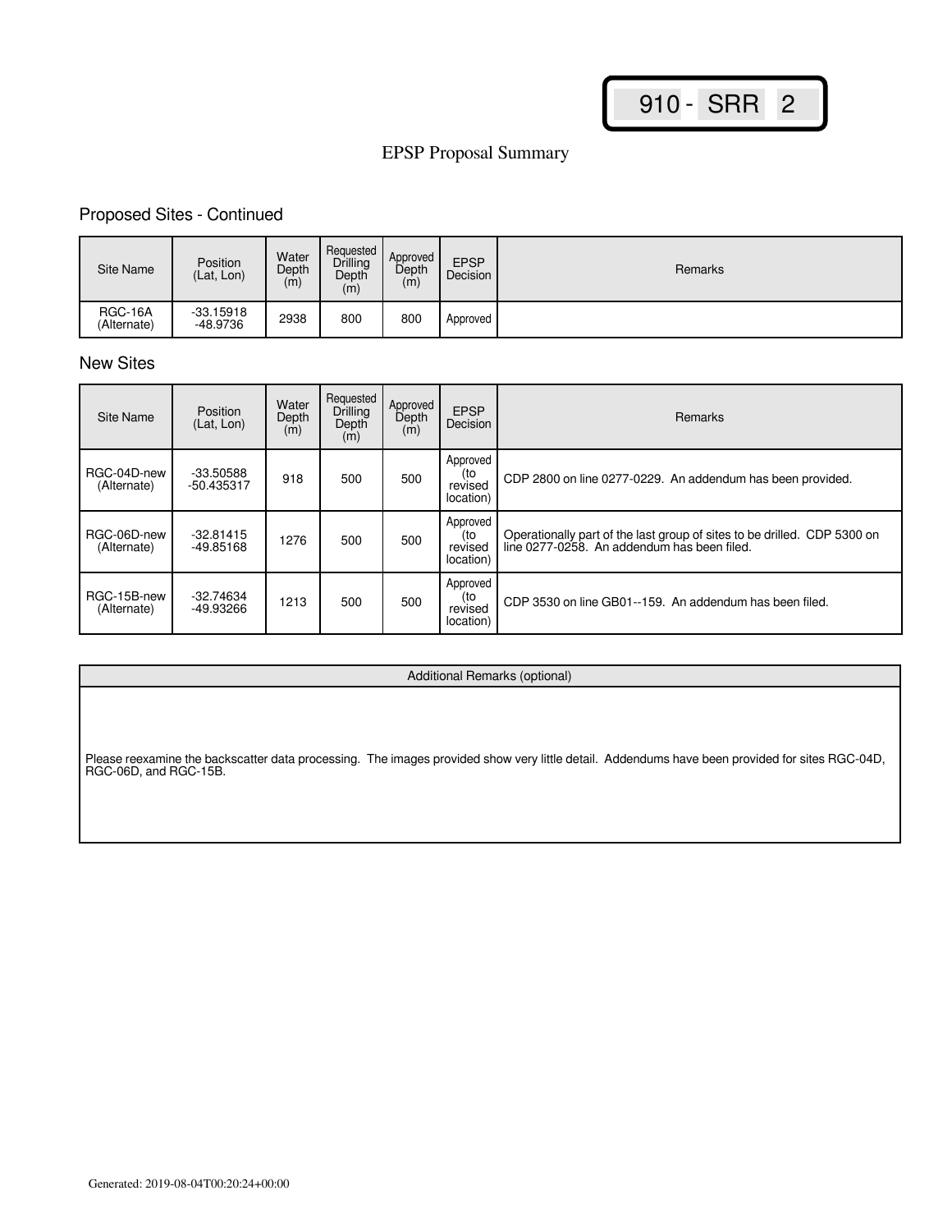910 - SRR 2

# EPSP Proposal Summary

## Proposed Sites - Continued

| Site Name | Position (Lat, Lon) | Water Depth (m) | Requested Drilling Depth (m) | Approved Depth (m) | EPSP Decision | Remarks |
|---|---|---|---|---|---|---|
| RGC-16A (Alternate) | -33.15918 -48.9736 | 2938 | 800 | 800 | Approved | |

## New Sites

| Site Name | Position (Lat, Lon) | Water Depth (m) | Requested Drilling Depth (m) | Approved Depth (m) | EPSP Decision | Remarks |
|---|---|---|---|---|---|---|
| RGC-04D-new (Alternate) | -33.50588 -50.435317 | 918 | 500 | 500 | Approved (to revised location) | CDP 2800 on line 0277-0229. An addendum has been provided. |
| RGC-06D-new (Alternate) | -32.81415 -49.85168 | 1276 | 500 | 500 | Approved (to revised location) | Operationally part of the last group of sites to be drilled. CDP 5300 on line 0277-0258. An addendum has been filed. |
| RGC-15B-new (Alternate) | -32.74634 -49.93266 | 1213 | 500 | 500 | Approved (to revised location) | CDP 3530 on line GB01--159. An addendum has been filed. |

| Additional Remarks (optional) |
|---|
| Please reexamine the backscatter data processing. The images provided show very little detail. Addendums have been provided for sites RGC-04D, RGC-06D, and RGC-15B. |

Generated: 2019-08-04T00:20:24+00:00